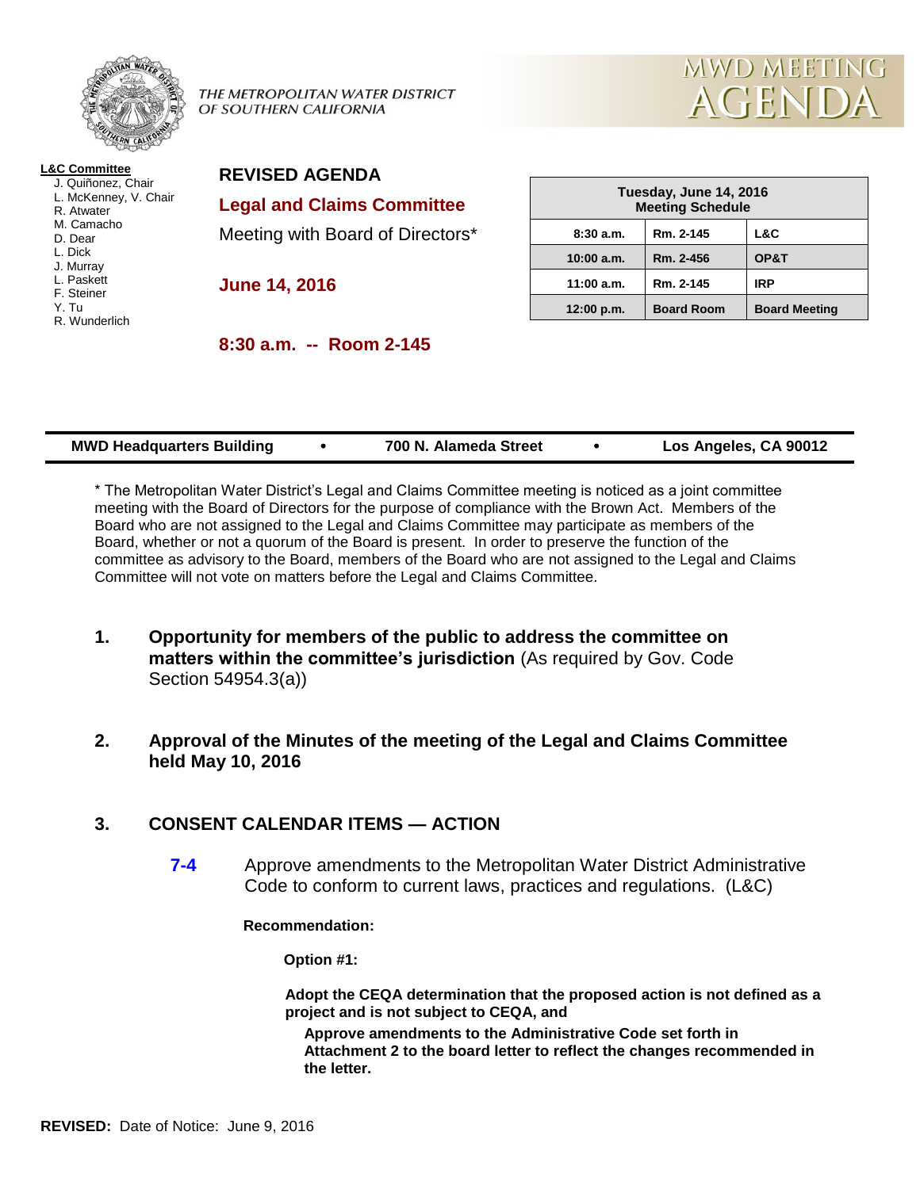THE METROPOLITAN WATER DISTRICT OF SOUTHERN CALIFORNIA

# MWD MEETING AGENDA

**L&C Committee**
- J. Quiñonez, Chair
- L. McKenney, V. Chair
- R. Atwater
- M. Camacho
- D. Dear
- L. Dick
- J. Murray
- L. Paskett
- F. Steiner
- Y. Tu
- R. Wunderlich

## REVISED AGENDA

**Legal and Claims Committee**

Meeting with Board of Directors*

**June 14, 2016**

**8:30 a.m. -- Room 2-145**

| Tuesday, June 14, 2016 Meeting Schedule | | |
|---|---|---|
| 8:30 a.m. | Rm. 2-145 | L&C |
| 10:00 a.m. | Rm. 2-456 | OP&T |
| 11:00 a.m. | Rm. 2-145 | IRP |
| 12:00 p.m. | Board Room | Board Meeting |

**MWD Headquarters Building • 700 N. Alameda Street • Los Angeles, CA 90012**

* The Metropolitan Water District's Legal and Claims Committee meeting is noticed as a joint committee meeting with the Board of Directors for the purpose of compliance with the Brown Act. Members of the Board who are not assigned to the Legal and Claims Committee may participate as members of the Board, whether or not a quorum of the Board is present. In order to preserve the function of the committee as advisory to the Board, members of the Board who are not assigned to the Legal and Claims Committee will not vote on matters before the Legal and Claims Committee.

1. **Opportunity for members of the public to address the committee on matters within the committee's jurisdiction** (As required by Gov. Code Section 54954.3(a))

2. **Approval of the Minutes of the meeting of the Legal and Claims Committee held May 10, 2016**

3. **CONSENT CALENDAR ITEMS — ACTION**

   **7-4** Approve amendments to the Metropolitan Water District Administrative Code to conform to current laws, practices and regulations. (L&C)

   **Recommendation:**

   **Option #1:**

   **Adopt the CEQA determination that the proposed action is not defined as a project and is not subject to CEQA, and**

   **Approve amendments to the Administrative Code set forth in Attachment 2 to the board letter to reflect the changes recommended in the letter.**

**REVISED:** Date of Notice: June 9, 2016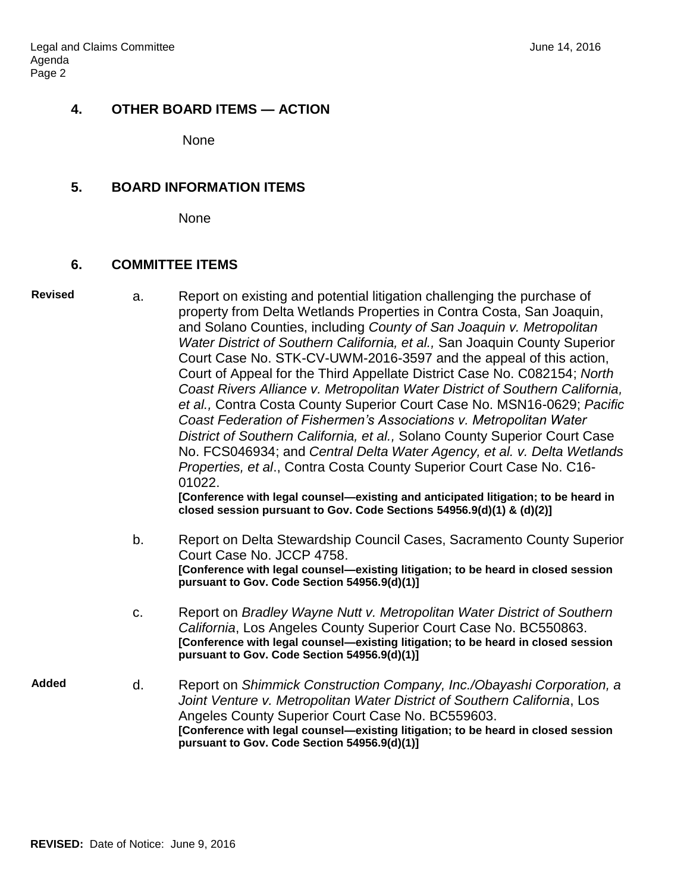## 4. OTHER BOARD ITEMS — ACTION

None

## 5. BOARD INFORMATION ITEMS

None

## 6. COMMITTEE ITEMS

**Revised**

a. Report on existing and potential litigation challenging the purchase of property from Delta Wetlands Properties in Contra Costa, San Joaquin, and Solano Counties, including *County of San Joaquin v. Metropolitan Water District of Southern California, et al.,* San Joaquin County Superior Court Case No. STK-CV-UWM-2016-3597 and the appeal of this action, Court of Appeal for the Third Appellate District Case No. C082154; *North Coast Rivers Alliance v. Metropolitan Water District of Southern California, et al.,* Contra Costa County Superior Court Case No. MSN16-0629; *Pacific Coast Federation of Fishermen's Associations v. Metropolitan Water District of Southern California, et al.,* Solano County Superior Court Case No. FCS046934; and *Central Delta Water Agency, et al. v. Delta Wetlands Properties, et al*., Contra Costa County Superior Court Case No. C16-01022.
**[Conference with legal counsel—existing and anticipated litigation; to be heard in closed session pursuant to Gov. Code Sections 54956.9(d)(1) & (d)(2)]**

b. Report on Delta Stewardship Council Cases, Sacramento County Superior Court Case No. JCCP 4758.
**[Conference with legal counsel—existing litigation; to be heard in closed session pursuant to Gov. Code Section 54956.9(d)(1)]**

c. Report on *Bradley Wayne Nutt v. Metropolitan Water District of Southern California*, Los Angeles County Superior Court Case No. BC550863.
**[Conference with legal counsel—existing litigation; to be heard in closed session pursuant to Gov. Code Section 54956.9(d)(1)]**

**Added**

d. Report on *Shimmick Construction Company, Inc./Obayashi Corporation, a Joint Venture v. Metropolitan Water District of Southern California*, Los Angeles County Superior Court Case No. BC559603.
**[Conference with legal counsel—existing litigation; to be heard in closed session pursuant to Gov. Code Section 54956.9(d)(1)]**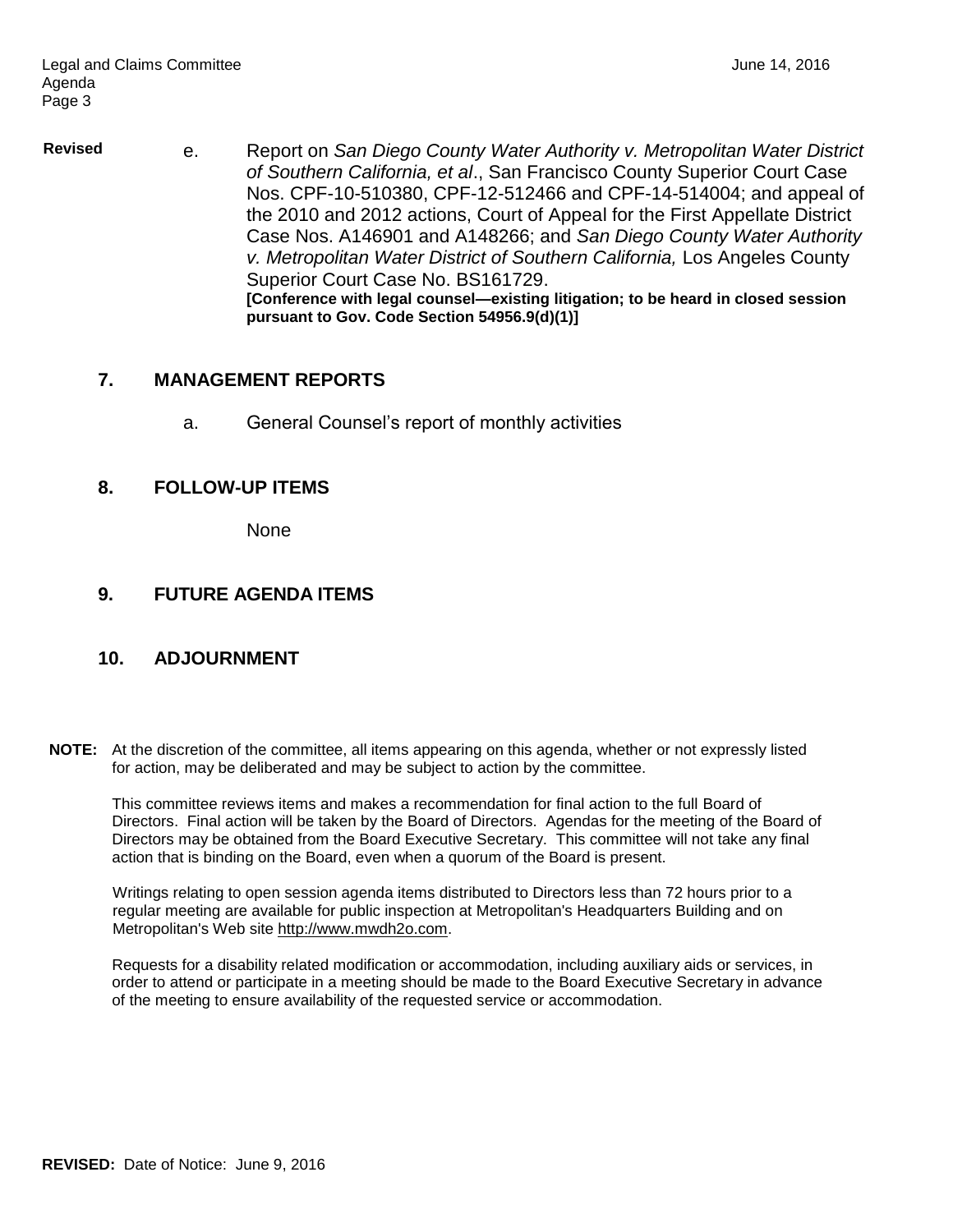**Revised** e. Report on *San Diego County Water Authority v. Metropolitan Water District of Southern California, et al*., San Francisco County Superior Court Case Nos. CPF-10-510380, CPF-12-512466 and CPF-14-514004; and appeal of the 2010 and 2012 actions, Court of Appeal for the First Appellate District Case Nos. A146901 and A148266; and *San Diego County Water Authority v. Metropolitan Water District of Southern California,* Los Angeles County Superior Court Case No. BS161729.
**[Conference with legal counsel—existing litigation; to be heard in closed session pursuant to Gov. Code Section 54956.9(d)(1)]**

## 7. MANAGEMENT REPORTS

a. General Counsel's report of monthly activities

## 8. FOLLOW-UP ITEMS

None

## 9. FUTURE AGENDA ITEMS

## 10. ADJOURNMENT

**NOTE:** At the discretion of the committee, all items appearing on this agenda, whether or not expressly listed for action, may be deliberated and may be subject to action by the committee.

This committee reviews items and makes a recommendation for final action to the full Board of Directors. Final action will be taken by the Board of Directors. Agendas for the meeting of the Board of Directors may be obtained from the Board Executive Secretary. This committee will not take any final action that is binding on the Board, even when a quorum of the Board is present.

Writings relating to open session agenda items distributed to Directors less than 72 hours prior to a regular meeting are available for public inspection at Metropolitan's Headquarters Building and on Metropolitan's Web site http://www.mwdh2o.com.

Requests for a disability related modification or accommodation, including auxiliary aids or services, in order to attend or participate in a meeting should be made to the Board Executive Secretary in advance of the meeting to ensure availability of the requested service or accommodation.

**REVISED:** Date of Notice: June 9, 2016